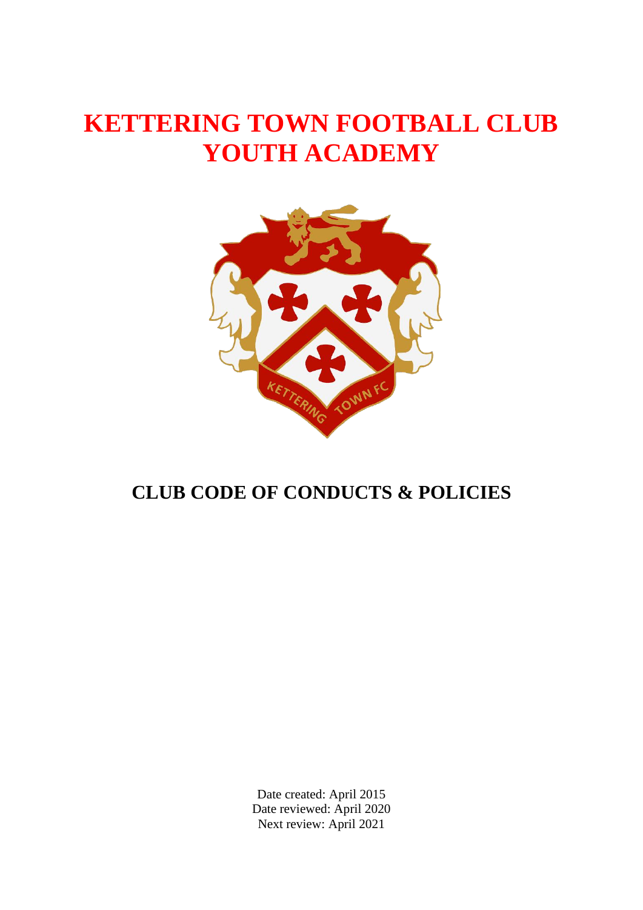# KETTERING TOWN FOOTBALL CLUB YOUTH ACADEMY

## CLUB CODE OF CONDUCTS & POLICIES

Date created: April 2015
Date reviewed: April 2020
Next review: April 2021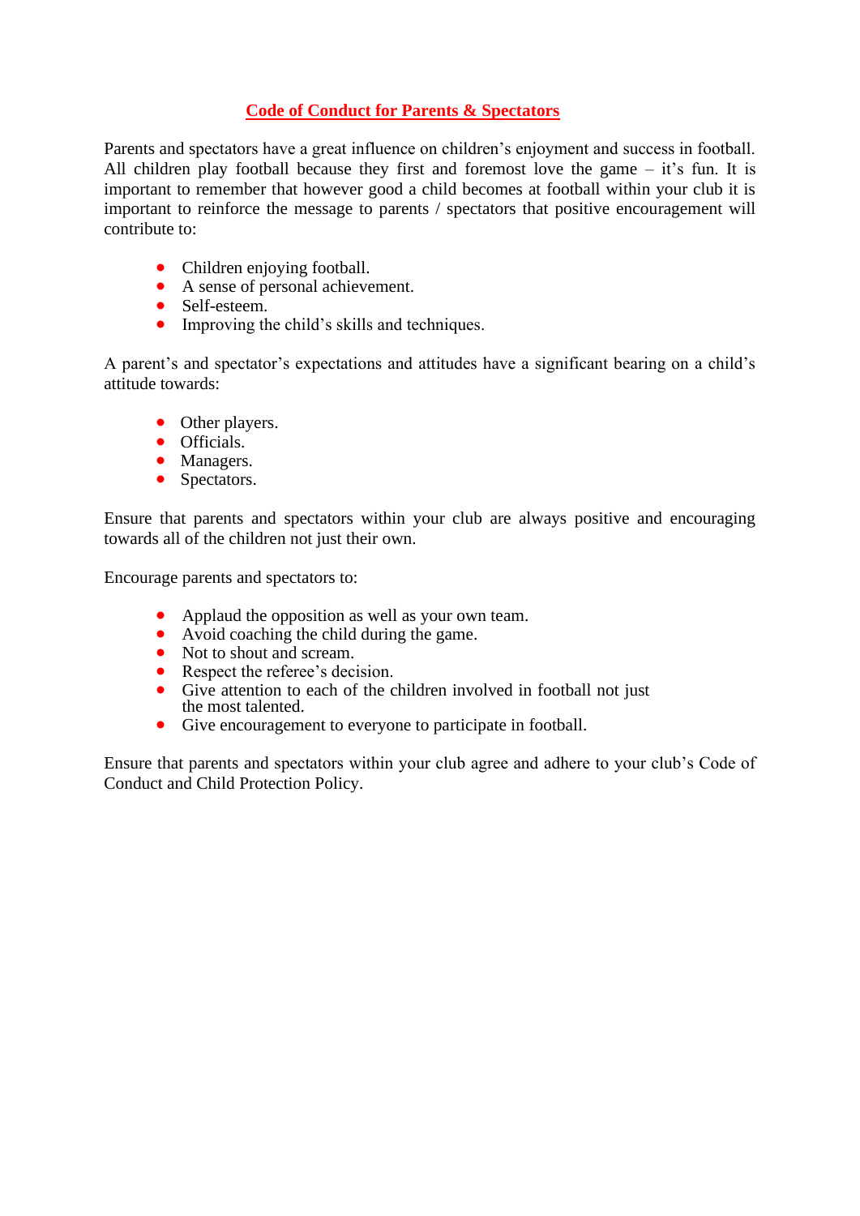## Code of Conduct for Parents & Spectators

Parents and spectators have a great influence on children's enjoyment and success in football. All children play football because they first and foremost love the game – it's fun. It is important to remember that however good a child becomes at football within your club it is important to reinforce the message to parents / spectators that positive encouragement will contribute to:

- Children enjoying football.
- A sense of personal achievement.
- Self-esteem.
- Improving the child's skills and techniques.

A parent's and spectator's expectations and attitudes have a significant bearing on a child's attitude towards:

- Other players.
- Officials.
- Managers.
- Spectators.

Ensure that parents and spectators within your club are always positive and encouraging towards all of the children not just their own.

Encourage parents and spectators to:

- Applaud the opposition as well as your own team.
- Avoid coaching the child during the game.
- Not to shout and scream.
- Respect the referee's decision.
- Give attention to each of the children involved in football not just the most talented.
- Give encouragement to everyone to participate in football.

Ensure that parents and spectators within your club agree and adhere to your club's Code of Conduct and Child Protection Policy.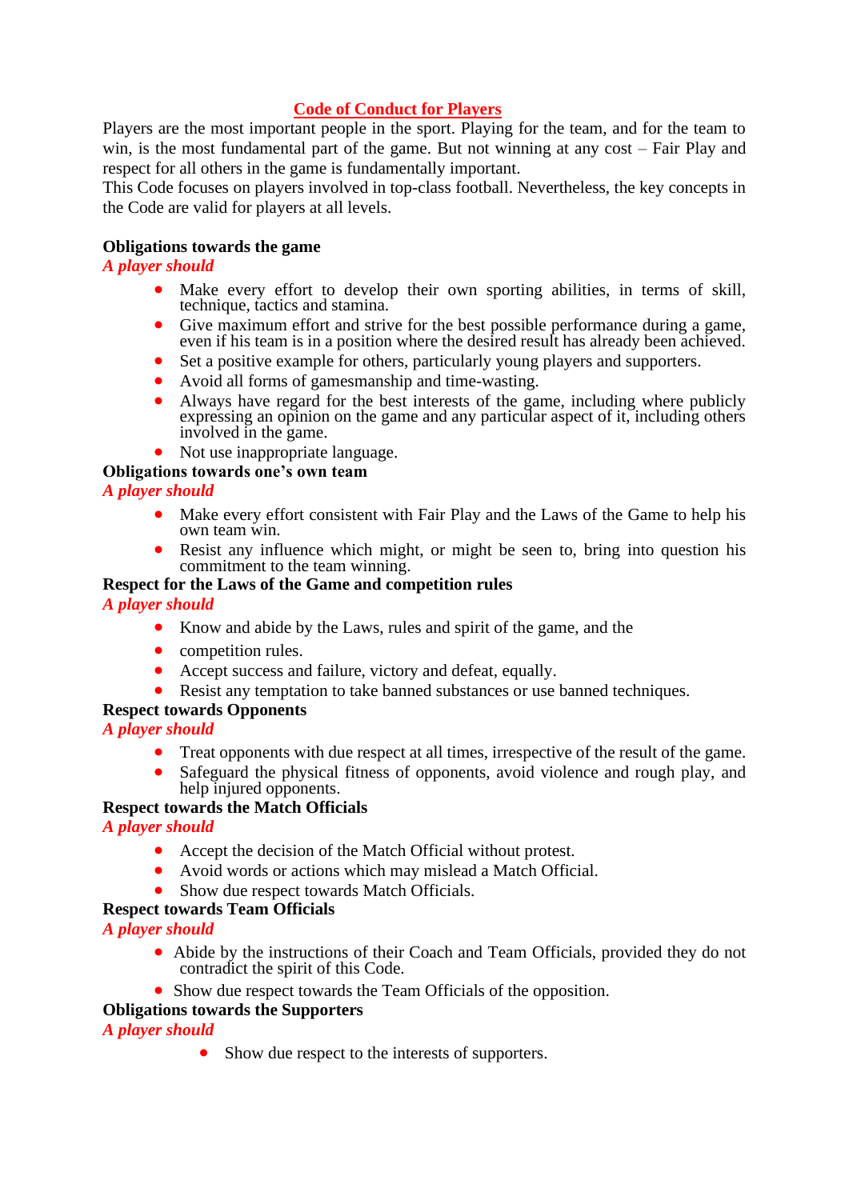# Code of Conduct for Players

Players are the most important people in the sport. Playing for the team, and for the team to win, is the most fundamental part of the game. But not winning at any cost – Fair Play and respect for all others in the game is fundamentally important.

This Code focuses on players involved in top-class football. Nevertheless, the key concepts in the Code are valid for players at all levels.

**Obligations towards the game**

*A player should*

- Make every effort to develop their own sporting abilities, in terms of skill, technique, tactics and stamina.
- Give maximum effort and strive for the best possible performance during a game, even if his team is in a position where the desired result has already been achieved.
- Set a positive example for others, particularly young players and supporters.
- Avoid all forms of gamesmanship and time-wasting.
- Always have regard for the best interests of the game, including where publicly expressing an opinion on the game and any particular aspect of it, including others involved in the game.
- Not use inappropriate language.

**Obligations towards one's own team**

*A player should*

- Make every effort consistent with Fair Play and the Laws of the Game to help his own team win.
- Resist any influence which might, or might be seen to, bring into question his commitment to the team winning.

**Respect for the Laws of the Game and competition rules**

*A player should*

- Know and abide by the Laws, rules and spirit of the game, and the
- competition rules.
- Accept success and failure, victory and defeat, equally.
- Resist any temptation to take banned substances or use banned techniques.

**Respect towards Opponents**

*A player should*

- Treat opponents with due respect at all times, irrespective of the result of the game.
- Safeguard the physical fitness of opponents, avoid violence and rough play, and help injured opponents.

**Respect towards the Match Officials**

*A player should*

- Accept the decision of the Match Official without protest.
- Avoid words or actions which may mislead a Match Official.
- Show due respect towards Match Officials.

**Respect towards Team Officials**

*A player should*

- Abide by the instructions of their Coach and Team Officials, provided they do not contradict the spirit of this Code.
- Show due respect towards the Team Officials of the opposition.

**Obligations towards the Supporters**

*A player should*

- Show due respect to the interests of supporters.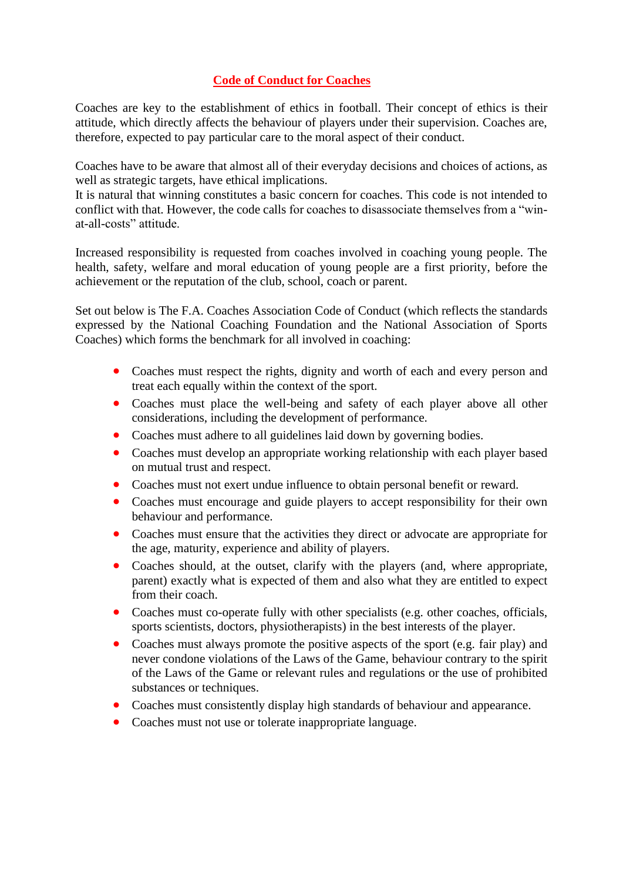## Code of Conduct for Coaches

Coaches are key to the establishment of ethics in football. Their concept of ethics is their attitude, which directly affects the behaviour of players under their supervision. Coaches are, therefore, expected to pay particular care to the moral aspect of their conduct.

Coaches have to be aware that almost all of their everyday decisions and choices of actions, as well as strategic targets, have ethical implications.
It is natural that winning constitutes a basic concern for coaches. This code is not intended to conflict with that. However, the code calls for coaches to disassociate themselves from a "win-at-all-costs" attitude.

Increased responsibility is requested from coaches involved in coaching young people. The health, safety, welfare and moral education of young people are a first priority, before the achievement or the reputation of the club, school, coach or parent.

Set out below is The F.A. Coaches Association Code of Conduct (which reflects the standards expressed by the National Coaching Foundation and the National Association of Sports Coaches) which forms the benchmark for all involved in coaching:

- Coaches must respect the rights, dignity and worth of each and every person and treat each equally within the context of the sport.
- Coaches must place the well-being and safety of each player above all other considerations, including the development of performance.
- Coaches must adhere to all guidelines laid down by governing bodies.
- Coaches must develop an appropriate working relationship with each player based on mutual trust and respect.
- Coaches must not exert undue influence to obtain personal benefit or reward.
- Coaches must encourage and guide players to accept responsibility for their own behaviour and performance.
- Coaches must ensure that the activities they direct or advocate are appropriate for the age, maturity, experience and ability of players.
- Coaches should, at the outset, clarify with the players (and, where appropriate, parent) exactly what is expected of them and also what they are entitled to expect from their coach.
- Coaches must co-operate fully with other specialists (e.g. other coaches, officials, sports scientists, doctors, physiotherapists) in the best interests of the player.
- Coaches must always promote the positive aspects of the sport (e.g. fair play) and never condone violations of the Laws of the Game, behaviour contrary to the spirit of the Laws of the Game or relevant rules and regulations or the use of prohibited substances or techniques.
- Coaches must consistently display high standards of behaviour and appearance.
- Coaches must not use or tolerate inappropriate language.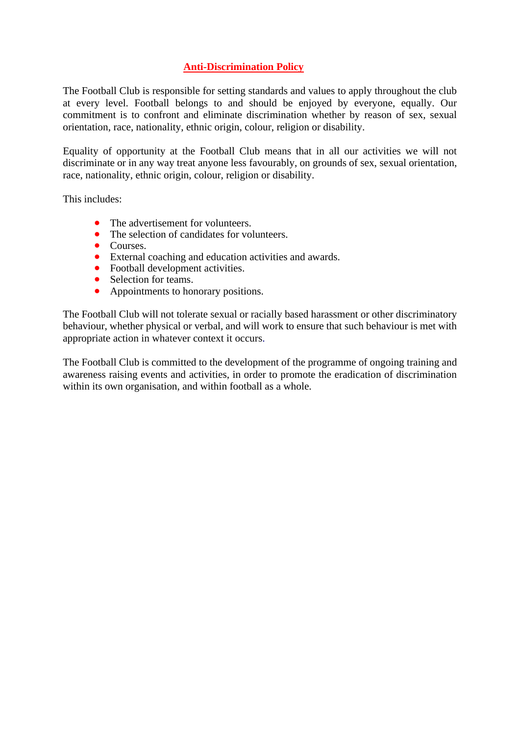# Anti-Discrimination Policy

The Football Club is responsible for setting standards and values to apply throughout the club at every level. Football belongs to and should be enjoyed by everyone, equally. Our commitment is to confront and eliminate discrimination whether by reason of sex, sexual orientation, race, nationality, ethnic origin, colour, religion or disability.

Equality of opportunity at the Football Club means that in all our activities we will not discriminate or in any way treat anyone less favourably, on grounds of sex, sexual orientation, race, nationality, ethnic origin, colour, religion or disability.

This includes:

- The advertisement for volunteers.
- The selection of candidates for volunteers.
- Courses.
- External coaching and education activities and awards.
- Football development activities.
- Selection for teams.
- Appointments to honorary positions.

The Football Club will not tolerate sexual or racially based harassment or other discriminatory behaviour, whether physical or verbal, and will work to ensure that such behaviour is met with appropriate action in whatever context it occurs.

The Football Club is committed to the development of the programme of ongoing training and awareness raising events and activities, in order to promote the eradication of discrimination within its own organisation, and within football as a whole.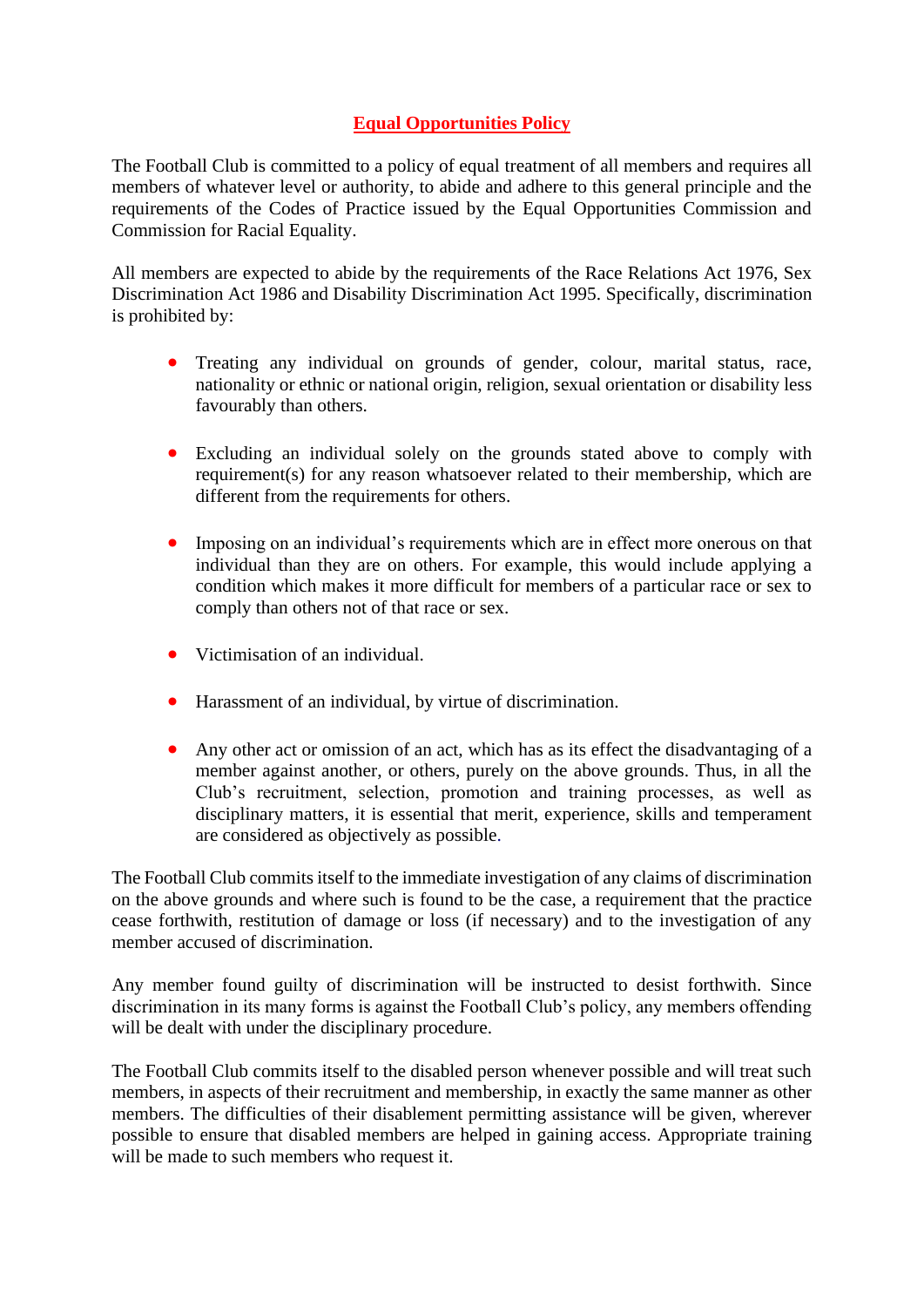# Equal Opportunities Policy

The Football Club is committed to a policy of equal treatment of all members and requires all members of whatever level or authority, to abide and adhere to this general principle and the requirements of the Codes of Practice issued by the Equal Opportunities Commission and Commission for Racial Equality.

All members are expected to abide by the requirements of the Race Relations Act 1976, Sex Discrimination Act 1986 and Disability Discrimination Act 1995. Specifically, discrimination is prohibited by:

- Treating any individual on grounds of gender, colour, marital status, race, nationality or ethnic or national origin, religion, sexual orientation or disability less favourably than others.

- Excluding an individual solely on the grounds stated above to comply with requirement(s) for any reason whatsoever related to their membership, which are different from the requirements for others.

- Imposing on an individual's requirements which are in effect more onerous on that individual than they are on others. For example, this would include applying a condition which makes it more difficult for members of a particular race or sex to comply than others not of that race or sex.

- Victimisation of an individual.

- Harassment of an individual, by virtue of discrimination.

- Any other act or omission of an act, which has as its effect the disadvantaging of a member against another, or others, purely on the above grounds. Thus, in all the Club's recruitment, selection, promotion and training processes, as well as disciplinary matters, it is essential that merit, experience, skills and temperament are considered as objectively as possible.

The Football Club commits itself to the immediate investigation of any claims of discrimination on the above grounds and where such is found to be the case, a requirement that the practice cease forthwith, restitution of damage or loss (if necessary) and to the investigation of any member accused of discrimination.

Any member found guilty of discrimination will be instructed to desist forthwith. Since discrimination in its many forms is against the Football Club's policy, any members offending will be dealt with under the disciplinary procedure.

The Football Club commits itself to the disabled person whenever possible and will treat such members, in aspects of their recruitment and membership, in exactly the same manner as other members. The difficulties of their disablement permitting assistance will be given, wherever possible to ensure that disabled members are helped in gaining access. Appropriate training will be made to such members who request it.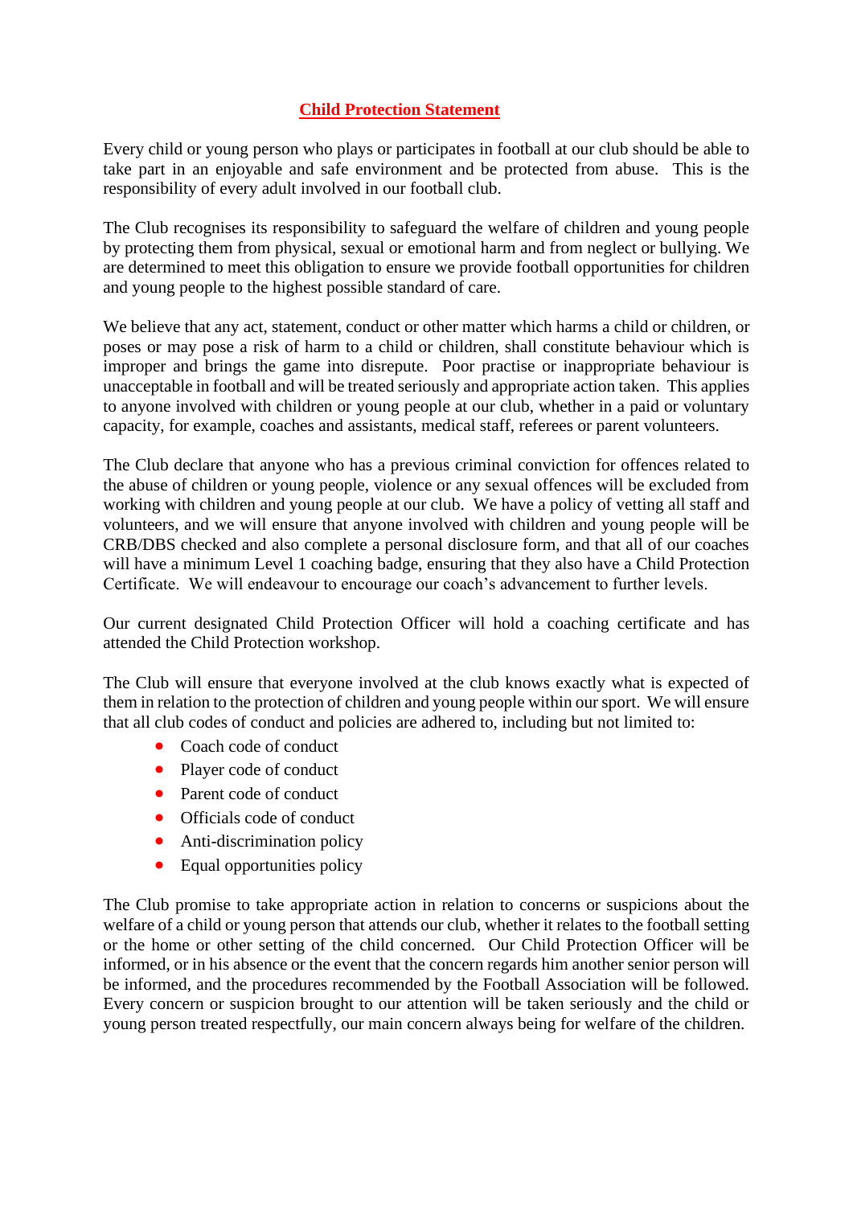# Child Protection Statement

Every child or young person who plays or participates in football at our club should be able to take part in an enjoyable and safe environment and be protected from abuse. This is the responsibility of every adult involved in our football club.

The Club recognises its responsibility to safeguard the welfare of children and young people by protecting them from physical, sexual or emotional harm and from neglect or bullying. We are determined to meet this obligation to ensure we provide football opportunities for children and young people to the highest possible standard of care.

We believe that any act, statement, conduct or other matter which harms a child or children, or poses or may pose a risk of harm to a child or children, shall constitute behaviour which is improper and brings the game into disrepute. Poor practise or inappropriate behaviour is unacceptable in football and will be treated seriously and appropriate action taken. This applies to anyone involved with children or young people at our club, whether in a paid or voluntary capacity, for example, coaches and assistants, medical staff, referees or parent volunteers.

The Club declare that anyone who has a previous criminal conviction for offences related to the abuse of children or young people, violence or any sexual offences will be excluded from working with children and young people at our club. We have a policy of vetting all staff and volunteers, and we will ensure that anyone involved with children and young people will be CRB/DBS checked and also complete a personal disclosure form, and that all of our coaches will have a minimum Level 1 coaching badge, ensuring that they also have a Child Protection Certificate. We will endeavour to encourage our coach's advancement to further levels.

Our current designated Child Protection Officer will hold a coaching certificate and has attended the Child Protection workshop.

The Club will ensure that everyone involved at the club knows exactly what is expected of them in relation to the protection of children and young people within our sport. We will ensure that all club codes of conduct and policies are adhered to, including but not limited to:

- Coach code of conduct
- Player code of conduct
- Parent code of conduct
- Officials code of conduct
- Anti-discrimination policy
- Equal opportunities policy

The Club promise to take appropriate action in relation to concerns or suspicions about the welfare of a child or young person that attends our club, whether it relates to the football setting or the home or other setting of the child concerned. Our Child Protection Officer will be informed, or in his absence or the event that the concern regards him another senior person will be informed, and the procedures recommended by the Football Association will be followed. Every concern or suspicion brought to our attention will be taken seriously and the child or young person treated respectfully, our main concern always being for welfare of the children.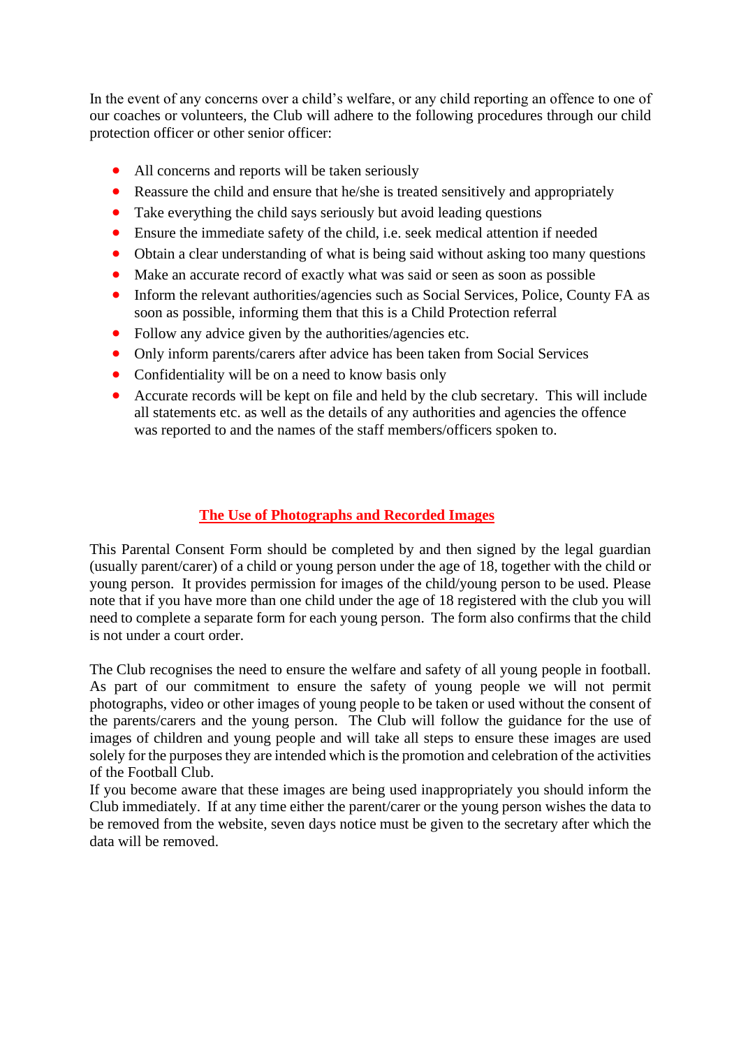In the event of any concerns over a child's welfare, or any child reporting an offence to one of our coaches or volunteers, the Club will adhere to the following procedures through our child protection officer or other senior officer:

- All concerns and reports will be taken seriously
- Reassure the child and ensure that he/she is treated sensitively and appropriately
- Take everything the child says seriously but avoid leading questions
- Ensure the immediate safety of the child, i.e. seek medical attention if needed
- Obtain a clear understanding of what is being said without asking too many questions
- Make an accurate record of exactly what was said or seen as soon as possible
- Inform the relevant authorities/agencies such as Social Services, Police, County FA as soon as possible, informing them that this is a Child Protection referral
- Follow any advice given by the authorities/agencies etc.
- Only inform parents/carers after advice has been taken from Social Services
- Confidentiality will be on a need to know basis only
- Accurate records will be kept on file and held by the club secretary. This will include all statements etc. as well as the details of any authorities and agencies the offence was reported to and the names of the staff members/officers spoken to.

## The Use of Photographs and Recorded Images

This Parental Consent Form should be completed by and then signed by the legal guardian (usually parent/carer) of a child or young person under the age of 18, together with the child or young person. It provides permission for images of the child/young person to be used. Please note that if you have more than one child under the age of 18 registered with the club you will need to complete a separate form for each young person. The form also confirms that the child is not under a court order.

The Club recognises the need to ensure the welfare and safety of all young people in football. As part of our commitment to ensure the safety of young people we will not permit photographs, video or other images of young people to be taken or used without the consent of the parents/carers and the young person. The Club will follow the guidance for the use of images of children and young people and will take all steps to ensure these images are used solely for the purposes they are intended which is the promotion and celebration of the activities of the Football Club.

If you become aware that these images are being used inappropriately you should inform the Club immediately. If at any time either the parent/carer or the young person wishes the data to be removed from the website, seven days notice must be given to the secretary after which the data will be removed.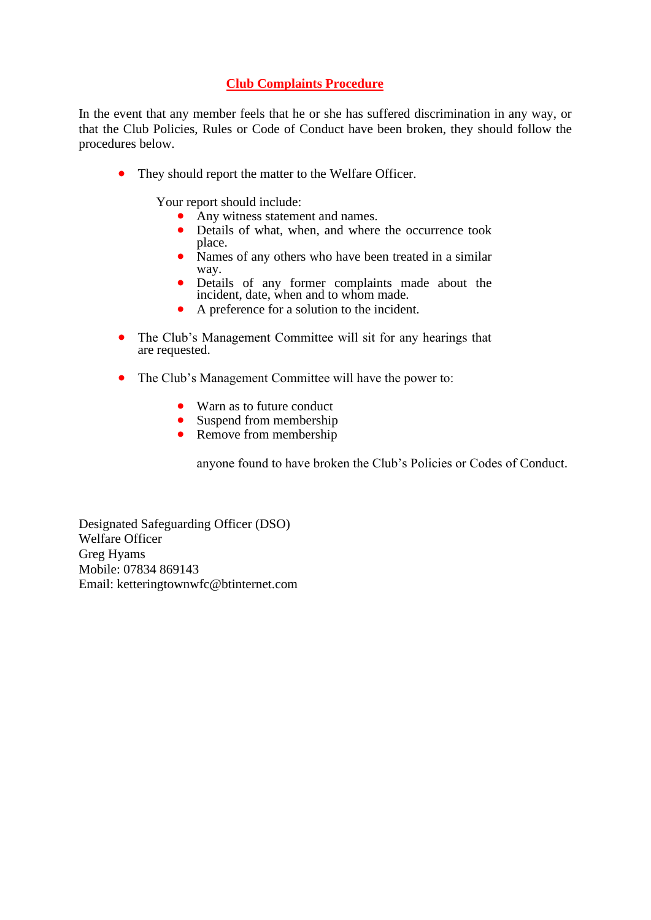## Club Complaints Procedure

In the event that any member feels that he or she has suffered discrimination in any way, or that the Club Policies, Rules or Code of Conduct have been broken, they should follow the procedures below.

- They should report the matter to the Welfare Officer.

  Your report should include:
  - Any witness statement and names.
  - Details of what, when, and where the occurrence took place.
  - Names of any others who have been treated in a similar way.
  - Details of any former complaints made about the incident, date, when and to whom made.
  - A preference for a solution to the incident.

- The Club's Management Committee will sit for any hearings that are requested.

- The Club's Management Committee will have the power to:

  - Warn as to future conduct
  - Suspend from membership
  - Remove from membership

  anyone found to have broken the Club's Policies or Codes of Conduct.

Designated Safeguarding Officer (DSO)
Welfare Officer
Greg Hyams
Mobile: 07834 869143
Email: ketteringtownwfc@btinternet.com